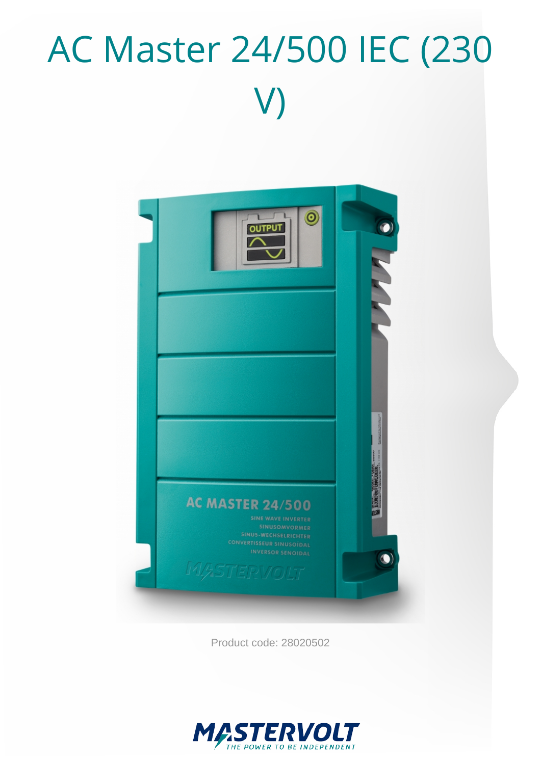# AC Master 24/500 IEC (230 V)

Product code: 28020502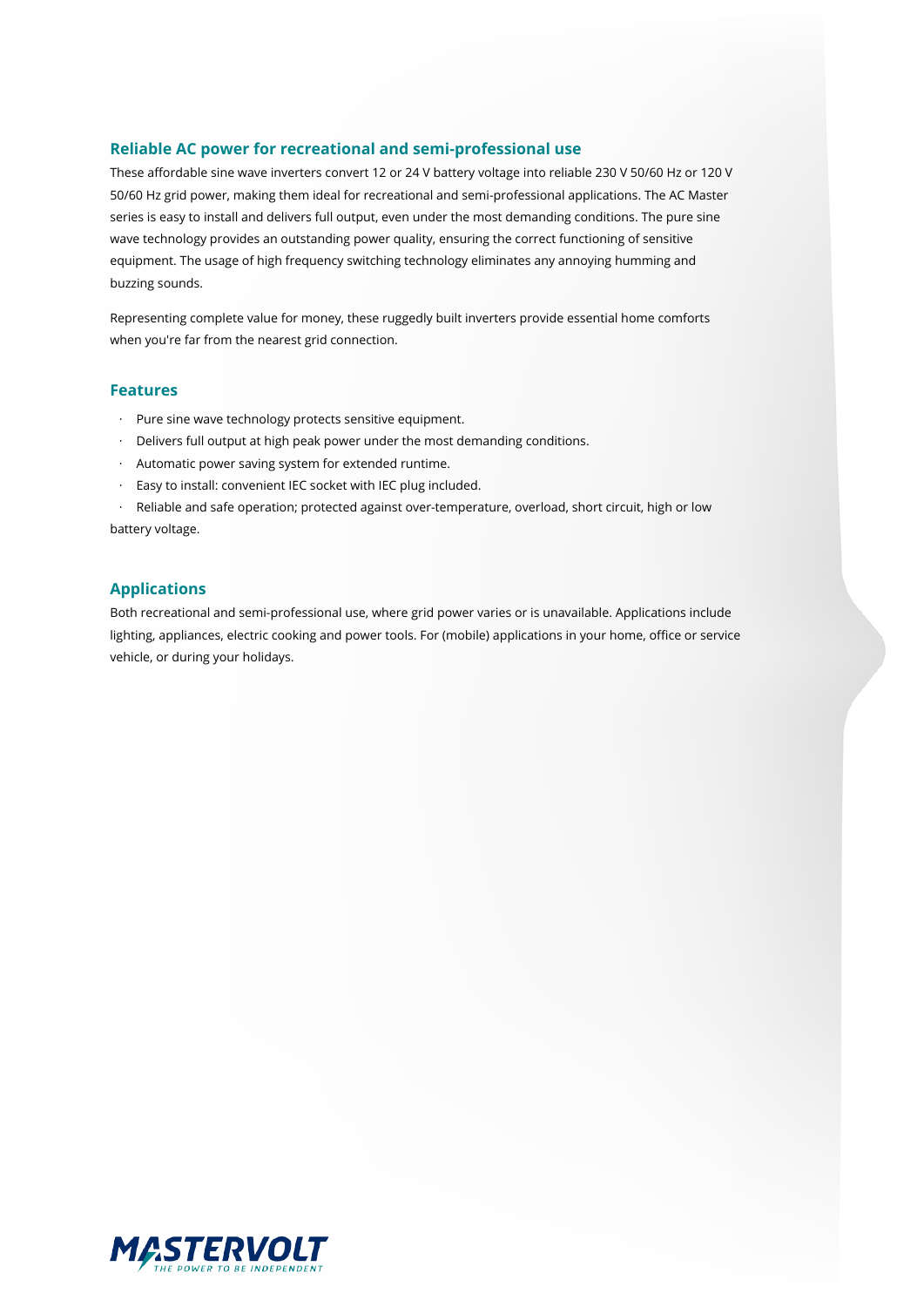## Reliable AC power for recreational and semi-professional use

These affordable sine wave inverters convert 12 or 24 V battery voltage into reliable 230 V 50/60 Hz or 120 V 50/60 Hz grid power, making them ideal for recreational and semi-professional applications. The AC Master series is easy to install and delivers full output, even under the most demanding conditions. The pure sine wave technology provides an outstanding power quality, ensuring the correct functioning of sensitive equipment. The usage of high frequency switching technology eliminates any annoying humming and buzzing sounds.

Representing complete value for money, these ruggedly built inverters provide essential home comforts when you're far from the nearest grid connection.

## Features

- Pure sine wave technology protects sensitive equipment.
- Delivers full output at high peak power under the most demanding conditions.
- Automatic power saving system for extended runtime.
- Easy to install: convenient IEC socket with IEC plug included.
- Reliable and safe operation; protected against over-temperature, overload, short circuit, high or low battery voltage.

## Applications

Both recreational and semi-professional use, where grid power varies or is unavailable. Applications include lighting, appliances, electric cooking and power tools. For (mobile) applications in your home, office or service vehicle, or during your holidays.

MASTERVOLT THE POWER TO BE INDEPENDENT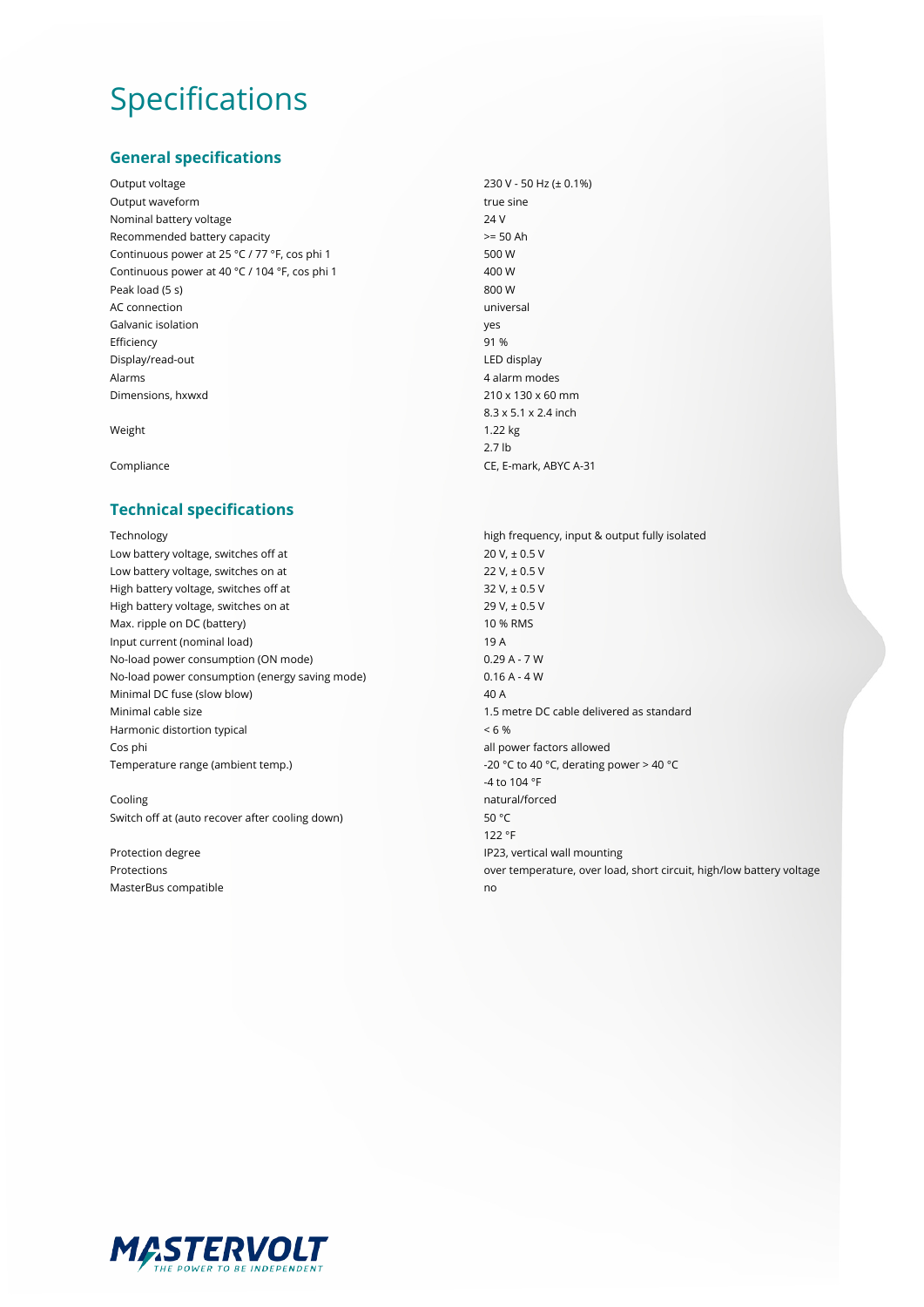# Specifications

## General specifications

| | |
|---|---|
| Output voltage | 230 V - 50 Hz (± 0.1%) |
| Output waveform | true sine |
| Nominal battery voltage | 24 V |
| Recommended battery capacity | >= 50 Ah |
| Continuous power at 25 °C / 77 °F, cos phi 1 | 500 W |
| Continuous power at 40 °C / 104 °F, cos phi 1 | 400 W |
| Peak load (5 s) | 800 W |
| AC connection | universal |
| Galvanic isolation | yes |
| Efficiency | 91 % |
| Display/read-out | LED display |
| Alarms | 4 alarm modes |
| Dimensions, hxwxd | 210 x 130 x 60 mm<br>8.3 x 5.1 x 2.4 inch |
| Weight | 1.22 kg<br>2.7 lb |
| Compliance | CE, E-mark, ABYC A-31 |

## Technical specifications

| | |
|---|---|
| Technology | high frequency, input & output fully isolated |
| Low battery voltage, switches off at | 20 V, ± 0.5 V |
| Low battery voltage, switches on at | 22 V, ± 0.5 V |
| High battery voltage, switches off at | 32 V, ± 0.5 V |
| High battery voltage, switches on at | 29 V, ± 0.5 V |
| Max. ripple on DC (battery) | 10 % RMS |
| Input current (nominal load) | 19 A |
| No-load power consumption (ON mode) | 0.29 A - 7 W |
| No-load power consumption (energy saving mode) | 0.16 A - 4 W |
| Minimal DC fuse (slow blow) | 40 A |
| Minimal cable size | 1.5 metre DC cable delivered as standard |
| Harmonic distortion typical | < 6 % |
| Cos phi | all power factors allowed |
| Temperature range (ambient temp.) | -20 °C to 40 °C, derating power > 40 °C<br>-4 to 104 °F |
| Cooling | natural/forced |
| Switch off at (auto recover after cooling down) | 50 °C<br>122 °F |
| Protection degree | IP23, vertical wall mounting |
| Protections | over temperature, over load, short circuit, high/low battery voltage |
| MasterBus compatible | no |

MASTERVOLT
THE POWER TO BE INDEPENDENT